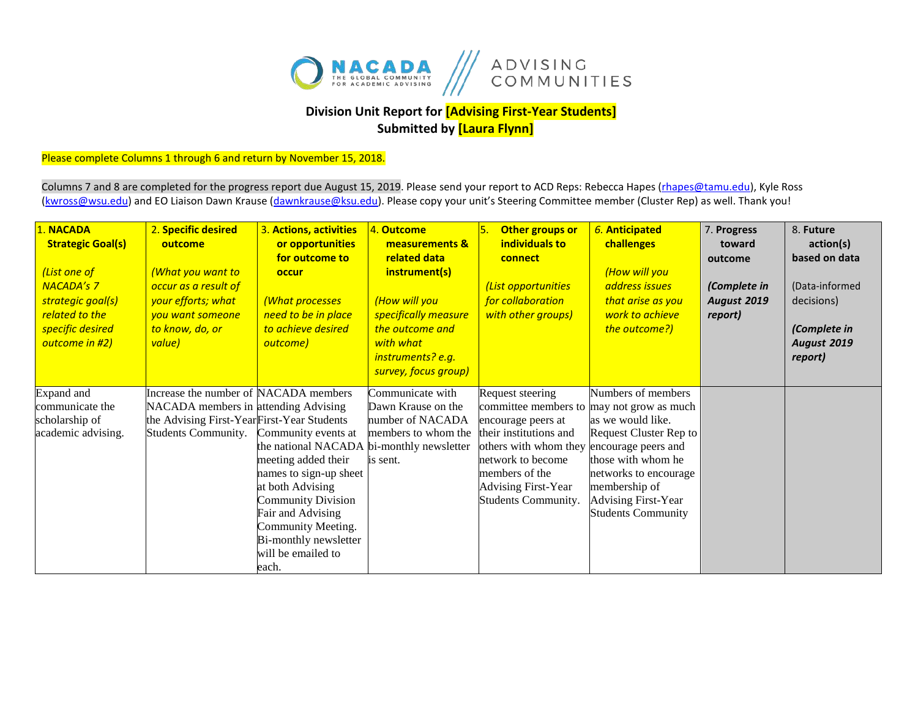**Division Unit Report for [Advising First-Year Students]**
**Submitted by [Laura Flynn]**

Please complete Columns 1 through 6 and return by November 15, 2018.

Columns 7 and 8 are completed for the progress report due August 15, 2019. Please send your report to ACD Reps: Rebecca Hapes (rhapes@tamu.edu), Kyle Ross (kwross@wsu.edu) and EO Liaison Dawn Krause (dawnkrause@ksu.edu). Please copy your unit's Steering Committee member (Cluster Rep) as well. Thank you!

| 1. **NACADA Strategic Goal(s)** *(List one of NACADA's 7 strategic goal(s) related to the specific desired outcome in #2)* | 2. **Specific desired outcome** *(What you want to occur as a result of your efforts; what you want someone to know, do, or value)* | 3. **Actions, activities or opportunities for outcome to occur** *(What processes need to be in place to achieve desired outcome)* | 4. **Outcome measurements & related data instrument(s)** *(How will you specifically measure the outcome and with what instruments? e.g. survey, focus group)* | 5. **Other groups or individuals to connect** *(List opportunities for collaboration with other groups)* | 6. **Anticipated challenges** *(How will you address issues that arise as you work to achieve the outcome?)* | 7. **Progress toward outcome** ***(Complete in August 2019 report)*** | 8. **Future action(s) based on data** (Data-informed decisions) ***(Complete in August 2019 report)*** |
|---|---|---|---|---|---|---|---|
| Expand and communicate the scholarship of academic advising. | Increase the number of NACADA members in the Advising First-Year Students Community. | NACADA members attending Advising First-Year Students Community events at the national NACADA meeting added their names to sign-up sheet at both Advising Community Division Fair and Advising Community Meeting. Bi-monthly newsletter will be emailed to each. | Communicate with Dawn Krause on the number of NACADA members to whom the bi-monthly newsletter is sent. | Request steering committee members to encourage peers at their institutions and others with whom they network to become members of the Advising First-Year Students Community. | Numbers of members may not grow as much as we would like. Request Cluster Rep to encourage peers and those with whom he networks to encourage membership of Advising First-Year Students Community | | |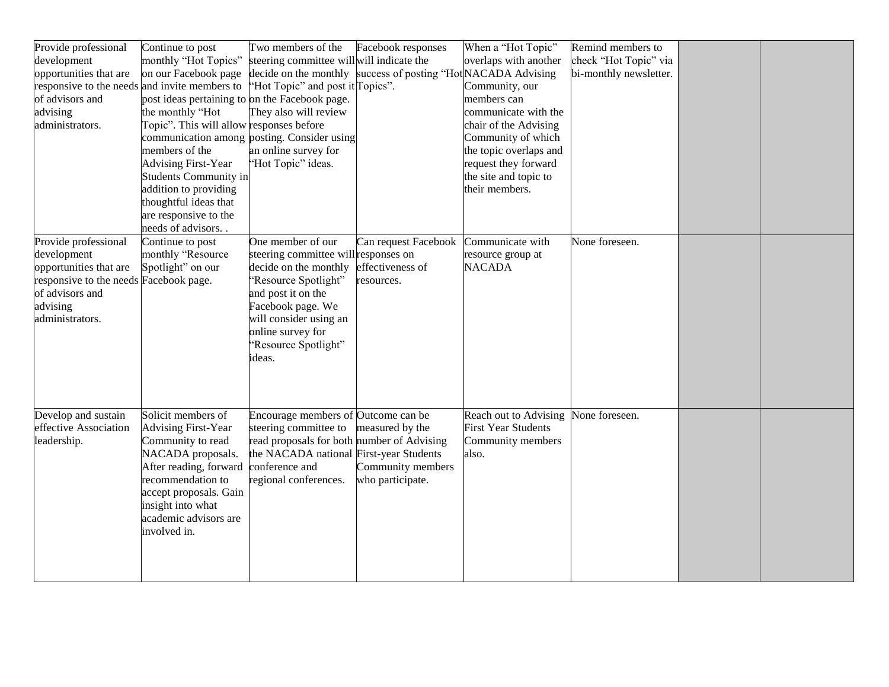| | | | | | | | |
|---|---|---|---|---|---|---|---|
| Provide professional development opportunities that are responsive to the needs of advisors and advising administrators. | Continue to post monthly "Hot Topics" on our Facebook page and invite members to post ideas pertaining to the monthly "Hot Topic". This will allow communication among members of the Advising First-Year Students Community in addition to providing thoughtful ideas that are responsive to the needs of advisors. . | Two members of the steering committee will decide on the monthly "Hot Topic" and post it on the Facebook page. They also will review responses before posting. Consider using an online survey for "Hot Topic" ideas. | Facebook responses will indicate the success of posting "Hot Topics". | When a "Hot Topic" overlaps with another NACADA Advising Community, our members can communicate with the chair of the Advising Community of which the topic overlaps and request they forward the site and topic to their members. | Remind members to check "Hot Topic" via bi-monthly newsletter. | | |
| Provide professional development opportunities that are responsive to the needs of advisors and advising administrators. | Continue to post monthly "Resource Spotlight" on our Facebook page. | One member of our steering committee will decide on the monthly "Resource Spotlight" and post it on the Facebook page. We will consider using an online survey for "Resource Spotlight" ideas. | Can request Facebook responses on effectiveness of resources. | Communicate with resource group at NACADA | None foreseen. | | |
| Develop and sustain effective Association leadership. | Solicit members of Advising First-Year Community to read NACADA proposals. After reading, forward recommendation to accept proposals. Gain insight into what academic advisors are involved in. | Encourage members of steering committee to read proposals for both the NACADA national conference and regional conferences. | Outcome can be measured by the number of Advising First-year Students Community members who participate. | Reach out to Advising First Year Students Community members also. | None foreseen. | | |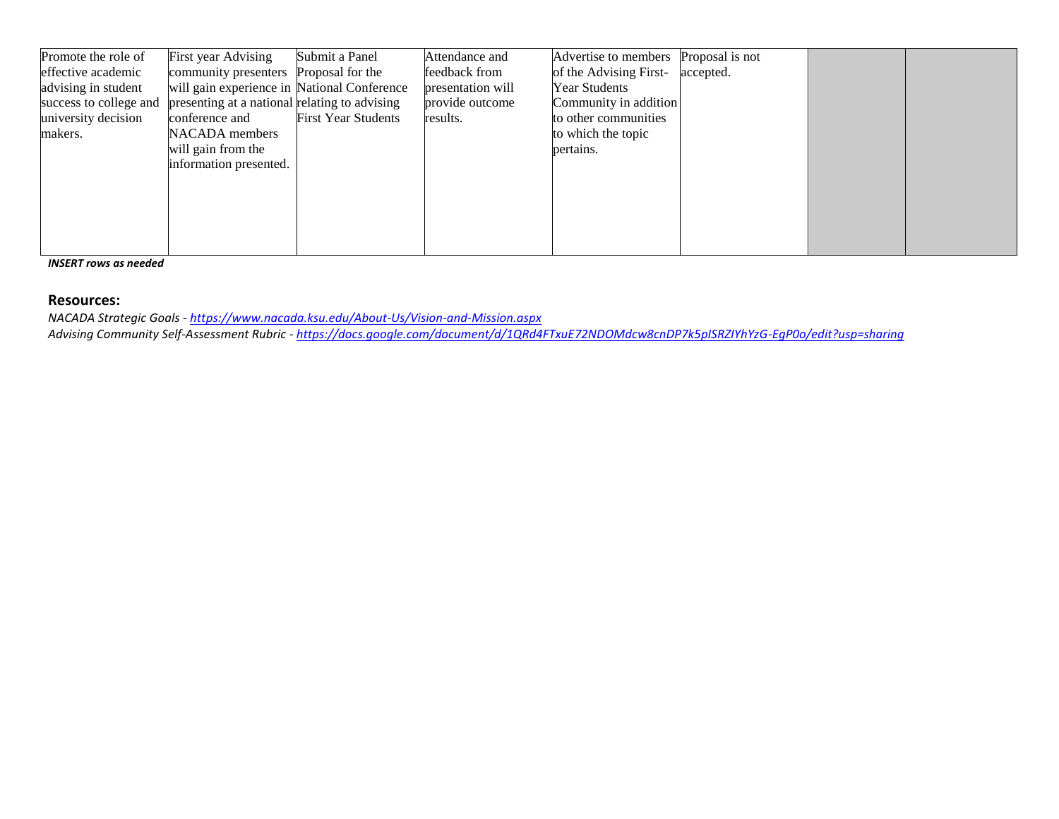| | | | | | | | |
|---|---|---|---|---|---|---|---|
| Promote the role of effective academic advising in student success to college and university decision makers. | First year Advising community presenters will gain experience in presenting at a national conference and NACADA members will gain from the information presented. | Submit a Panel Proposal for the National Conference relating to advising First Year Students | Attendance and feedback from presentation will provide outcome results. | Advertise to members of the Advising First-Year Students Community in addition to other communities to which the topic pertains. | Proposal is not accepted. | | |

***INSERT rows as needed***

## Resources:

*NACADA Strategic Goals - https://www.nacada.ksu.edu/About-Us/Vision-and-Mission.aspx*
*Advising Community Self-Assessment Rubric - https://docs.google.com/document/d/1QRd4FTxuE72NDOMdcw8cnDP7k5pISRZIYhYzG-EgP0o/edit?usp=sharing*